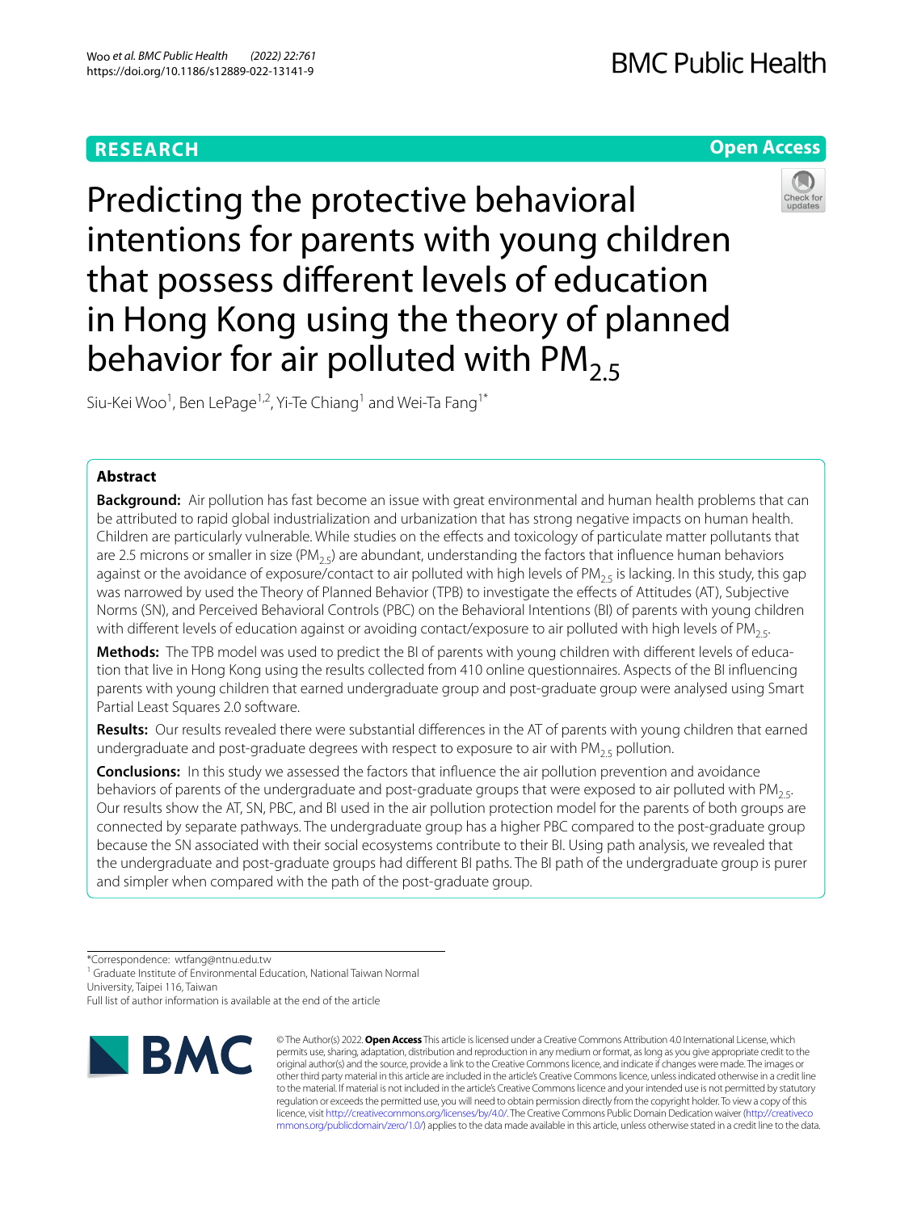RESEARCH

Open Access

# Predicting the protective behavioral intentions for parents with young children that possess different levels of education in Hong Kong using the theory of planned behavior for air polluted with $PM_{2.5}$

Siu-Kei Woo[1], Ben LePage[1,2], Yi-Te Chiang[1] and Wei-Ta Fang[1*]

## Abstract

**Background:** Air pollution has fast become an issue with great environmental and human health problems that can be attributed to rapid global industrialization and urbanization that has strong negative impacts on human health. Children are particularly vulnerable. While studies on the effects and toxicology of particulate matter pollutants that are 2.5 microns or smaller in size ($PM_{2.5}$) are abundant, understanding the factors that influence human behaviors against or the avoidance of exposure/contact to air polluted with high levels of $PM_{2.5}$ is lacking. In this study, this gap was narrowed by used the Theory of Planned Behavior (TPB) to investigate the effects of Attitudes (AT), Subjective Norms (SN), and Perceived Behavioral Controls (PBC) on the Behavioral Intentions (BI) of parents with young children with different levels of education against or avoiding contact/exposure to air polluted with high levels of $PM_{2.5}$.

**Methods:** The TPB model was used to predict the BI of parents with young children with different levels of education that live in Hong Kong using the results collected from 410 online questionnaires. Aspects of the BI influencing parents with young children that earned undergraduate group and post-graduate group were analysed using Smart Partial Least Squares 2.0 software.

**Results:** Our results revealed there were substantial differences in the AT of parents with young children that earned undergraduate and post-graduate degrees with respect to exposure to air with $PM_{2.5}$ pollution.

**Conclusions:** In this study we assessed the factors that influence the air pollution prevention and avoidance behaviors of parents of the undergraduate and post-graduate groups that were exposed to air polluted with $PM_{2.5}$. Our results show the AT, SN, PBC, and BI used in the air pollution protection model for the parents of both groups are connected by separate pathways. The undergraduate group has a higher PBC compared to the post-graduate group because the SN associated with their social ecosystems contribute to their BI. Using path analysis, we revealed that the undergraduate and post-graduate groups had different BI paths. The BI path of the undergraduate group is purer and simpler when compared with the path of the post-graduate group.

*Correspondence: wtfang@ntnu.edu.tw

[1] Graduate Institute of Environmental Education, National Taiwan Normal University, Taipei 116, Taiwan

Full list of author information is available at the end of the article

© The Author(s) 2022. **Open Access** This article is licensed under a Creative Commons Attribution 4.0 International License, which permits use, sharing, adaptation, distribution and reproduction in any medium or format, as long as you give appropriate credit to the original author(s) and the source, provide a link to the Creative Commons licence, and indicate if changes were made. The images or other third party material in this article are included in the article's Creative Commons licence, unless indicated otherwise in a credit line to the material. If material is not included in the article's Creative Commons licence and your intended use is not permitted by statutory regulation or exceeds the permitted use, you will need to obtain permission directly from the copyright holder. To view a copy of this licence, visit http://creativecommons.org/licenses/by/4.0/. The Creative Commons Public Domain Dedication waiver (http://creativecommons.org/publicdomain/zero/1.0/) applies to the data made available in this article, unless otherwise stated in a credit line to the data.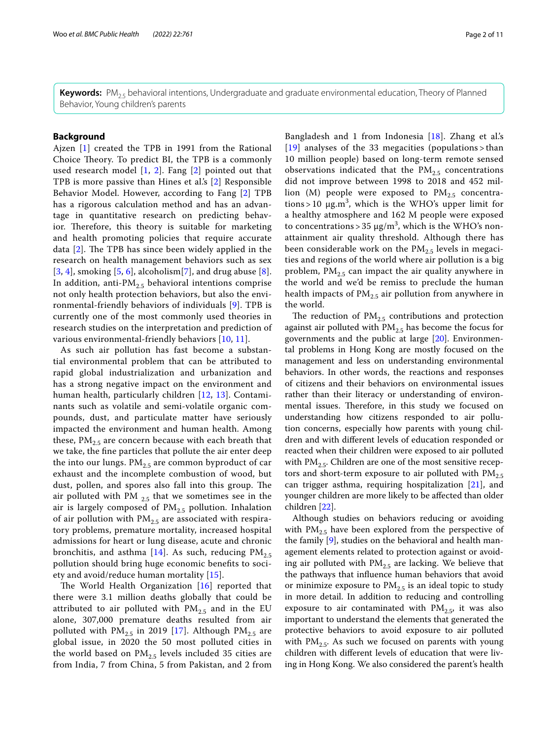**Keywords:** $PM_{2.5}$ behavioral intentions, Undergraduate and graduate environmental education, Theory of Planned Behavior, Young children's parents

## Background

Ajzen [1] created the TPB in 1991 from the Rational Choice Theory. To predict BI, the TPB is a commonly used research model [1, 2]. Fang [2] pointed out that TPB is more passive than Hines et al.'s [2] Responsible Behavior Model. However, according to Fang [2] TPB has a rigorous calculation method and has an advantage in quantitative research on predicting behavior. Therefore, this theory is suitable for marketing and health promoting policies that require accurate data [2]. The TPB has since been widely applied in the research on health management behaviors such as sex [3, 4], smoking [5, 6], alcoholism[7], and drug abuse [8]. In addition, anti-$PM_{2.5}$ behavioral intentions comprise not only health protection behaviors, but also the environmental-friendly behaviors of individuals [9]. TPB is currently one of the most commonly used theories in research studies on the interpretation and prediction of various environmental-friendly behaviors [10, 11].

As such air pollution has fast become a substantial environmental problem that can be attributed to rapid global industrialization and urbanization and has a strong negative impact on the environment and human health, particularly children [12, 13]. Contaminants such as volatile and semi-volatile organic compounds, dust, and particulate matter have seriously impacted the environment and human health. Among these, $PM_{2.5}$ are concern because with each breath that we take, the fine particles that pollute the air enter deep the into our lungs. $PM_{2.5}$ are common byproduct of car exhaust and the incomplete combustion of wood, but dust, pollen, and spores also fall into this group. The air polluted with PM $_{2.5}$ that we sometimes see in the air is largely composed of $PM_{2.5}$ pollution. Inhalation of air pollution with $PM_{2.5}$ are associated with respiratory problems, premature mortality, increased hospital admissions for heart or lung disease, acute and chronic bronchitis, and asthma [14]. As such, reducing $PM_{2.5}$ pollution should bring huge economic benefits to society and avoid/reduce human mortality [15].

The World Health Organization [16] reported that there were 3.1 million deaths globally that could be attributed to air polluted with $PM_{2.5}$ and in the EU alone, 307,000 premature deaths resulted from air polluted with $PM_{2.5}$ in 2019 [17]. Although $PM_{2.5}$ are global issue, in 2020 the 50 most polluted cities in the world based on $PM_{2.5}$ levels included 35 cities are from India, 7 from China, 5 from Pakistan, and 2 from Bangladesh and 1 from Indonesia [18]. Zhang et al.'s [19] analyses of the 33 megacities (populations > than 10 million people) based on long-term remote sensed observations indicated that the $PM_{2.5}$ concentrations did not improve between 1998 to 2018 and 452 million (M) people were exposed to $PM_{2.5}$ concentrations > 10 μg.m$^3$, which is the WHO's upper limit for a healthy atmosphere and 162 M people were exposed to concentrations > 35 μg/m$^3$, which is the WHO's non-attainment air quality threshold. Although there has been considerable work on the $PM_{2.5}$ levels in megacities and regions of the world where air pollution is a big problem, $PM_{2.5}$ can impact the air quality anywhere in the world and we'd be remiss to preclude the human health impacts of $PM_{2.5}$ air pollution from anywhere in the world.

The reduction of $PM_{2.5}$ contributions and protection against air polluted with $PM_{2.5}$ has become the focus for governments and the public at large [20]. Environmental problems in Hong Kong are mostly focused on the management and less on understanding environmental behaviors. In other words, the reactions and responses of citizens and their behaviors on environmental issues rather than their literacy or understanding of environmental issues. Therefore, in this study we focused on understanding how citizens responded to air pollution concerns, especially how parents with young children and with different levels of education responded or reacted when their children were exposed to air polluted with $PM_{2.5}$. Children are one of the most sensitive receptors and short-term exposure to air polluted with $PM_{2.5}$ can trigger asthma, requiring hospitalization [21], and younger children are more likely to be affected than older children [22].

Although studies on behaviors reducing or avoiding with $PM_{2.5}$ have been explored from the perspective of the family [9], studies on the behavioral and health management elements related to protection against or avoiding air polluted with $PM_{2.5}$ are lacking. We believe that the pathways that influence human behaviors that avoid or minimize exposure to $PM_{2.5}$ is an ideal topic to study in more detail. In addition to reducing and controlling exposure to air contaminated with $PM_{2.5}$, it was also important to understand the elements that generated the protective behaviors to avoid exposure to air polluted with $PM_{2.5}$. As such we focused on parents with young children with different levels of education that were living in Hong Kong. We also considered the parent's health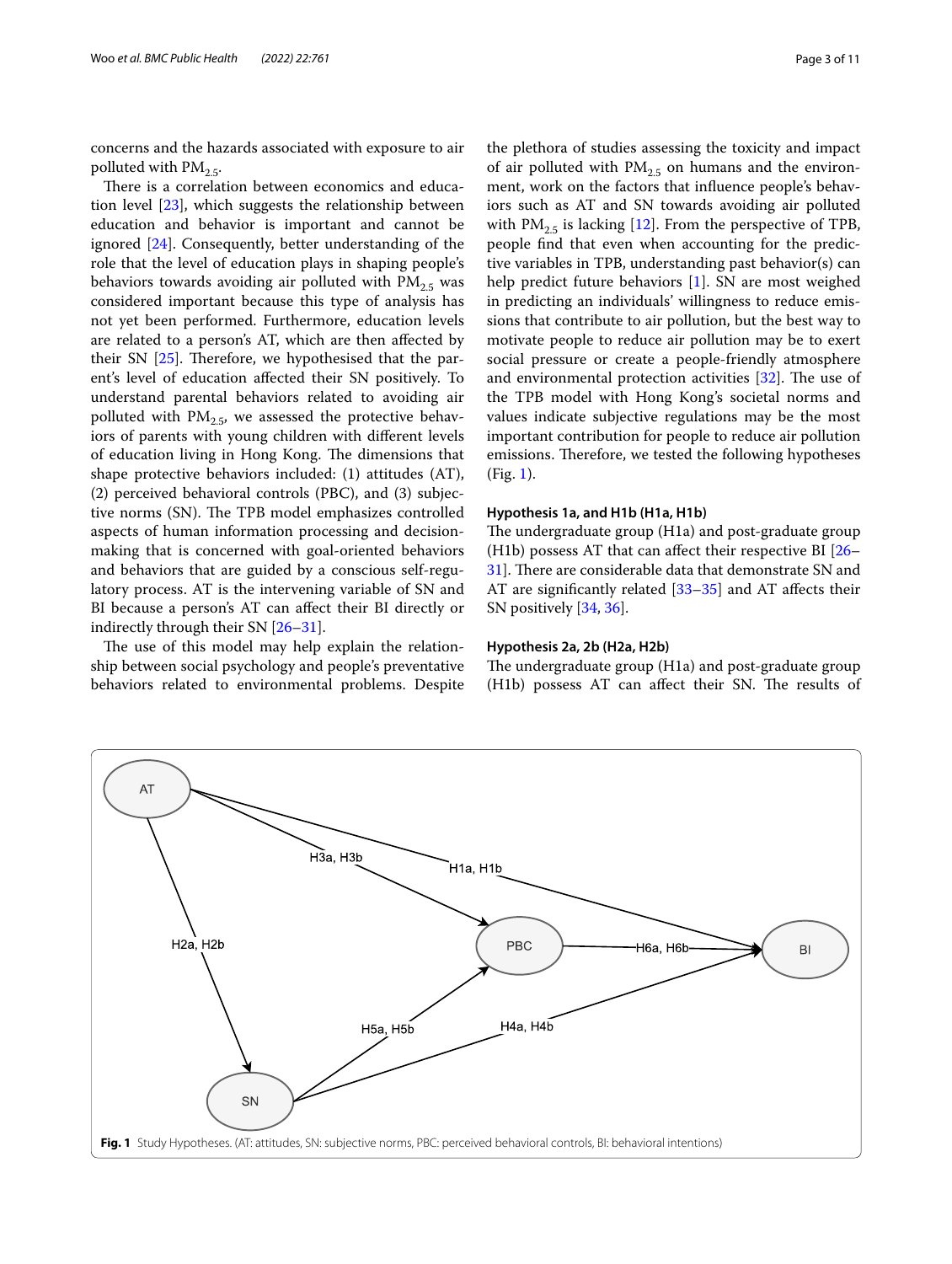concerns and the hazards associated with exposure to air polluted with $PM_{2.5}$.

There is a correlation between economics and education level [23], which suggests the relationship between education and behavior is important and cannot be ignored [24]. Consequently, better understanding of the role that the level of education plays in shaping people's behaviors towards avoiding air polluted with $PM_{2.5}$ was considered important because this type of analysis has not yet been performed. Furthermore, education levels are related to a person's AT, which are then affected by their SN [25]. Therefore, we hypothesised that the parent's level of education affected their SN positively. To understand parental behaviors related to avoiding air polluted with $PM_{2.5}$, we assessed the protective behaviors of parents with young children with different levels of education living in Hong Kong. The dimensions that shape protective behaviors included: (1) attitudes (AT), (2) perceived behavioral controls (PBC), and (3) subjective norms (SN). The TPB model emphasizes controlled aspects of human information processing and decision-making that is concerned with goal-oriented behaviors and behaviors that are guided by a conscious self-regulatory process. AT is the intervening variable of SN and BI because a person's AT can affect their BI directly or indirectly through their SN [26–31].

The use of this model may help explain the relationship between social psychology and people's preventative behaviors related to environmental problems. Despite the plethora of studies assessing the toxicity and impact of air polluted with $PM_{2.5}$ on humans and the environment, work on the factors that influence people's behaviors such as AT and SN towards avoiding air polluted with $PM_{2.5}$ is lacking [12]. From the perspective of TPB, people find that even when accounting for the predictive variables in TPB, understanding past behavior(s) can help predict future behaviors [1]. SN are most weighed in predicting an individuals' willingness to reduce emissions that contribute to air pollution, but the best way to motivate people to reduce air pollution may be to exert social pressure or create a people-friendly atmosphere and environmental protection activities [32]. The use of the TPB model with Hong Kong's societal norms and values indicate subjective regulations may be the most important contribution for people to reduce air pollution emissions. Therefore, we tested the following hypotheses (Fig. 1).

#### Hypothesis 1a, and H1b (H1a, H1b)

The undergraduate group (H1a) and post-graduate group (H1b) possess AT that can affect their respective BI [26–31]. There are considerable data that demonstrate SN and AT are significantly related [33–35] and AT affects their SN positively [34, 36].

#### Hypothesis 2a, 2b (H2a, H2b)

The undergraduate group (H1a) and post-graduate group (H1b) possess AT can affect their SN. The results of

Fig. 1 Study Hypotheses. (AT: attitudes, SN: subjective norms, PBC: perceived behavioral controls, BI: behavioral intentions)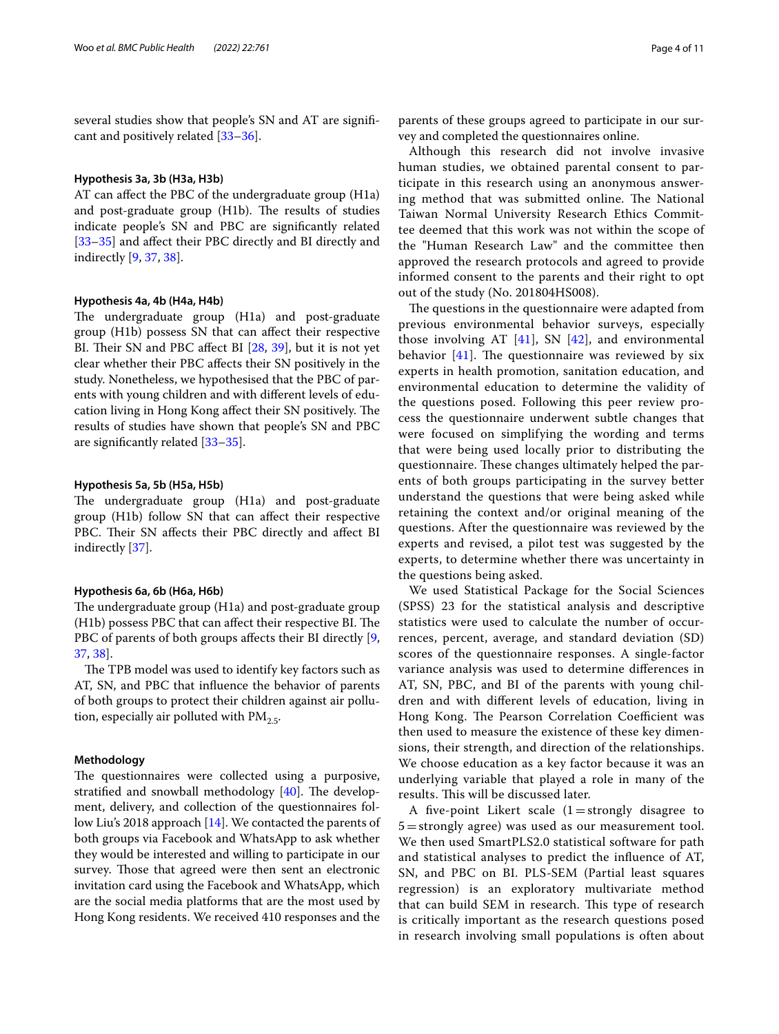several studies show that people's SN and AT are significant and positively related [33–36].

#### Hypothesis 3a, 3b (H3a, H3b)

AT can affect the PBC of the undergraduate group (H1a) and post-graduate group (H1b). The results of studies indicate people's SN and PBC are significantly related [33–35] and affect their PBC directly and BI directly and indirectly [9, 37, 38].

#### Hypothesis 4a, 4b (H4a, H4b)

The undergraduate group (H1a) and post-graduate group (H1b) possess SN that can affect their respective BI. Their SN and PBC affect BI [28, 39], but it is not yet clear whether their PBC affects their SN positively in the study. Nonetheless, we hypothesised that the PBC of parents with young children and with different levels of education living in Hong Kong affect their SN positively. The results of studies have shown that people's SN and PBC are significantly related [33–35].

#### Hypothesis 5a, 5b (H5a, H5b)

The undergraduate group (H1a) and post-graduate group (H1b) follow SN that can affect their respective PBC. Their SN affects their PBC directly and affect BI indirectly [37].

#### Hypothesis 6a, 6b (H6a, H6b)

The undergraduate group (H1a) and post-graduate group (H1b) possess PBC that can affect their respective BI. The PBC of parents of both groups affects their BI directly [9, 37, 38].

The TPB model was used to identify key factors such as AT, SN, and PBC that influence the behavior of parents of both groups to protect their children against air pollution, especially air polluted with $PM_{2.5}$.

### Methodology

The questionnaires were collected using a purposive, stratified and snowball methodology [40]. The development, delivery, and collection of the questionnaires follow Liu's 2018 approach [14]. We contacted the parents of both groups via Facebook and WhatsApp to ask whether they would be interested and willing to participate in our survey. Those that agreed were then sent an electronic invitation card using the Facebook and WhatsApp, which are the social media platforms that are the most used by Hong Kong residents. We received 410 responses and the parents of these groups agreed to participate in our survey and completed the questionnaires online.

Although this research did not involve invasive human studies, we obtained parental consent to participate in this research using an anonymous answering method that was submitted online. The National Taiwan Normal University Research Ethics Committee deemed that this work was not within the scope of the "Human Research Law" and the committee then approved the research protocols and agreed to provide informed consent to the parents and their right to opt out of the study (No. 201804HS008).

The questions in the questionnaire were adapted from previous environmental behavior surveys, especially those involving AT [41], SN [42], and environmental behavior [41]. The questionnaire was reviewed by six experts in health promotion, sanitation education, and environmental education to determine the validity of the questions posed. Following this peer review process the questionnaire underwent subtle changes that were focused on simplifying the wording and terms that were being used locally prior to distributing the questionnaire. These changes ultimately helped the parents of both groups participating in the survey better understand the questions that were being asked while retaining the context and/or original meaning of the questions. After the questionnaire was reviewed by the experts and revised, a pilot test was suggested by the experts, to determine whether there was uncertainty in the questions being asked.

We used Statistical Package for the Social Sciences (SPSS) 23 for the statistical analysis and descriptive statistics were used to calculate the number of occurrences, percent, average, and standard deviation (SD) scores of the questionnaire responses. A single-factor variance analysis was used to determine differences in AT, SN, PBC, and BI of the parents with young children and with different levels of education, living in Hong Kong. The Pearson Correlation Coefficient was then used to measure the existence of these key dimensions, their strength, and direction of the relationships. We choose education as a key factor because it was an underlying variable that played a role in many of the results. This will be discussed later.

A five-point Likert scale (1 = strongly disagree to 5 = strongly agree) was used as our measurement tool. We then used SmartPLS2.0 statistical software for path and statistical analyses to predict the influence of AT, SN, and PBC on BI. PLS-SEM (Partial least squares regression) is an exploratory multivariate method that can build SEM in research. This type of research is critically important as the research questions posed in research involving small populations is often about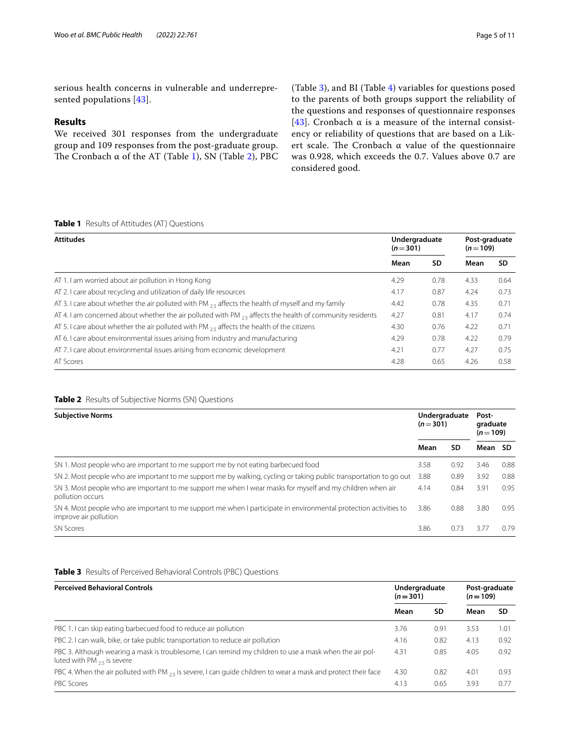serious health concerns in vulnerable and underrepresented populations [43].

## Results

We received 301 responses from the undergraduate group and 109 responses from the post-graduate group. The Cronbach α of the AT (Table 1), SN (Table 2), PBC (Table 3), and BI (Table 4) variables for questions posed to the parents of both groups support the reliability of the questions and responses of questionnaire responses [43]. Cronbach α is a measure of the internal consistency or reliability of questions that are based on a Likert scale. The Cronbach α value of the questionnaire was 0.928, which exceeds the 0.7. Values above 0.7 are considered good.

**Table 1** Results of Attitudes (AT) Questions

| **Attitudes** | **Undergraduate ($n = 301$)** | | **Post-graduate ($n = 109$)** | |
|---|---|---|---|---|
| | **Mean** | **SD** | **Mean** | **SD** |
| AT 1. I am worried about air pollution in Hong Kong | 4.29 | 0.78 | 4.33 | 0.64 |
| AT 2. I care about recycling and utilization of daily life resources | 4.17 | 0.87 | 4.24 | 0.73 |
| AT 3. I care about whether the air polluted with $PM_{2.5}$ affects the health of myself and my family | 4.42 | 0.78 | 4.35 | 0.71 |
| AT 4. I am concerned about whether the air polluted with $PM_{2.5}$ affects the health of community residents | 4.27 | 0.81 | 4.17 | 0.74 |
| AT 5. I care about whether the air polluted with $PM_{2.5}$ affects the health of the citizens | 4.30 | 0.76 | 4.22 | 0.71 |
| AT 6. I care about environmental issues arising from industry and manufacturing | 4.29 | 0.78 | 4.22 | 0.79 |
| AT 7. I care about environmental issues arising from economic development | 4.21 | 0.77 | 4.27 | 0.75 |
| AT Scores | 4.28 | 0.65 | 4.26 | 0.58 |

**Table 2** Results of Subjective Norms (SN) Questions

| **Subjective Norms** | **Undergraduate ($n = 301$)** | | **Post-graduate ($n = 109$)** | |
|---|---|---|---|---|
| | **Mean** | **SD** | **Mean** | **SD** |
| SN 1. Most people who are important to me support me by not eating barbecued food | 3.58 | 0.92 | 3.46 | 0.88 |
| SN 2. Most people who are important to me support me by walking, cycling or taking public transportation to go out | 3.88 | 0.89 | 3.92 | 0.88 |
| SN 3. Most people who are important to me support me when I wear masks for myself and my children when air pollution occurs | 4.14 | 0.84 | 3.91 | 0.95 |
| SN 4. Most people who are important to me support me when I participate in environmental protection activities to improve air pollution | 3.86 | 0.88 | 3.80 | 0.95 |
| SN Scores | 3.86 | 0.73 | 3.77 | 0.79 |

**Table 3** Results of Perceived Behavioral Controls (PBC) Questions

| **Perceived Behavioral Controls** | **Undergraduate ($n = 301$)** | | **Post-graduate ($n = 109$)** | |
|---|---|---|---|---|
| | **Mean** | **SD** | **Mean** | **SD** |
| PBC 1. I can skip eating barbecued food to reduce air pollution | 3.76 | 0.91 | 3.53 | 1.01 |
| PBC 2. I can walk, bike, or take public transportation to reduce air pollution | 4.16 | 0.82 | 4.13 | 0.92 |
| PBC 3. Although wearing a mask is troublesome, I can remind my children to use a mask when the air polluted with $PM_{2.5}$ is severe | 4.31 | 0.85 | 4.05 | 0.92 |
| PBC 4. When the air polluted with $PM_{2.5}$ is severe, I can guide children to wear a mask and protect their face | 4.30 | 0.82 | 4.01 | 0.93 |
| PBC Scores | 4.13 | 0.65 | 3.93 | 0.77 |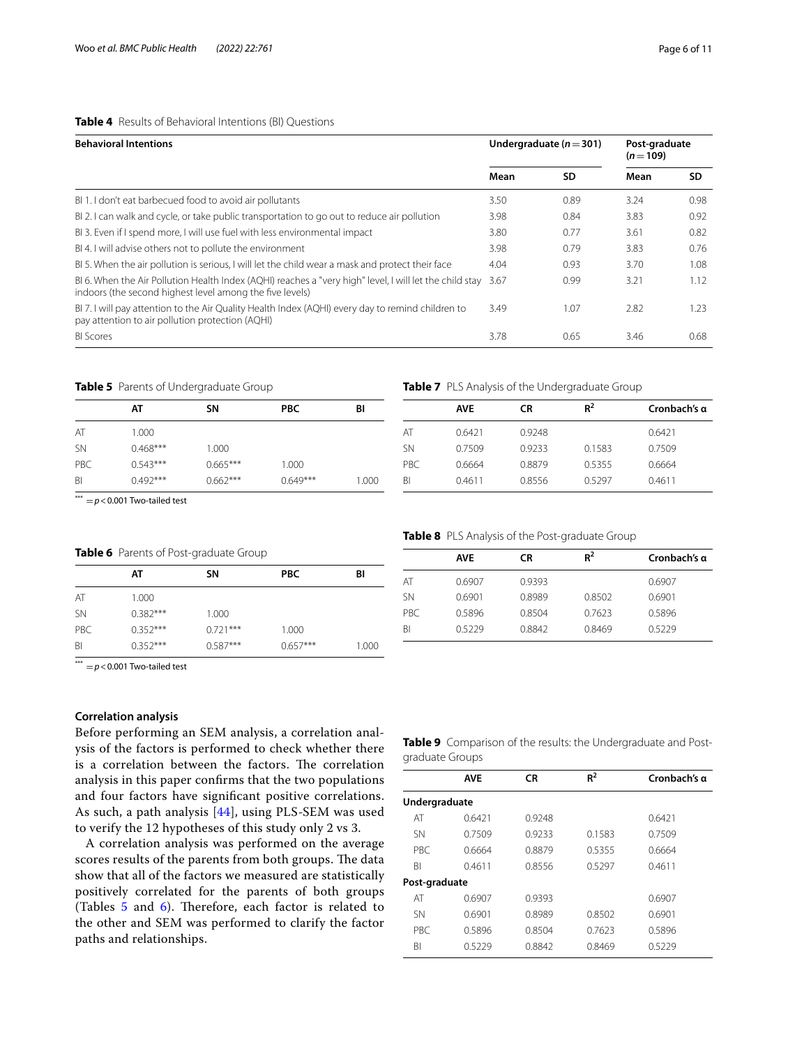**Table 4** Results of Behavioral Intentions (BI) Questions

| Behavioral Intentions | Undergraduate ($n=301$) | | Post-graduate ($n=109$) | |
|---|---|---|---|---|
| | Mean | SD | Mean | SD |
| BI 1. I don't eat barbecued food to avoid air pollutants | 3.50 | 0.89 | 3.24 | 0.98 |
| BI 2. I can walk and cycle, or take public transportation to go out to reduce air pollution | 3.98 | 0.84 | 3.83 | 0.92 |
| BI 3. Even if I spend more, I will use fuel with less environmental impact | 3.80 | 0.77 | 3.61 | 0.82 |
| BI 4. I will advise others not to pollute the environment | 3.98 | 0.79 | 3.83 | 0.76 |
| BI 5. When the air pollution is serious, I will let the child wear a mask and protect their face | 4.04 | 0.93 | 3.70 | 1.08 |
| BI 6. When the Air Pollution Health Index (AQHI) reaches a "very high" level, I will let the child stay indoors (the second highest level among the five levels) | 3.67 | 0.99 | 3.21 | 1.12 |
| BI 7. I will pay attention to the Air Quality Health Index (AQHI) every day to remind children to pay attention to air pollution protection (AQHI) | 3.49 | 1.07 | 2.82 | 1.23 |
| BI Scores | 3.78 | 0.65 | 3.46 | 0.68 |

**Table 5** Parents of Undergraduate Group

| | AT | SN | PBC | BI |
|---|---|---|---|---|
| AT | 1.000 | | | |
| SN | 0.468*** | 1.000 | | |
| PBC | 0.543*** | 0.665*** | 1.000 | |
| BI | 0.492*** | 0.662*** | 0.649*** | 1.000 |

*** $= p < 0.001$ Two-tailed test

**Table 6** Parents of Post-graduate Group

| | AT | SN | PBC | BI |
|---|---|---|---|---|
| AT | 1.000 | | | |
| SN | 0.382*** | 1.000 | | |
| PBC | 0.352*** | 0.721*** | 1.000 | |
| BI | 0.352*** | 0.587*** | 0.657*** | 1.000 |

*** $= p < 0.001$ Two-tailed test

**Table 7** PLS Analysis of the Undergraduate Group

| | AVE | CR | $R^2$ | Cronbach's α |
|---|---|---|---|---|
| AT | 0.6421 | 0.9248 | | 0.6421 |
| SN | 0.7509 | 0.9233 | 0.1583 | 0.7509 |
| PBC | 0.6664 | 0.8879 | 0.5355 | 0.6664 |
| BI | 0.4611 | 0.8556 | 0.5297 | 0.4611 |

**Table 8** PLS Analysis of the Post-graduate Group

| | AVE | CR | $R^2$ | Cronbach's α |
|---|---|---|---|---|
| AT | 0.6907 | 0.9393 | | 0.6907 |
| SN | 0.6901 | 0.8989 | 0.8502 | 0.6901 |
| PBC | 0.5896 | 0.8504 | 0.7623 | 0.5896 |
| BI | 0.5229 | 0.8842 | 0.8469 | 0.5229 |

## Correlation analysis

Before performing an SEM analysis, a correlation analysis of the factors is performed to check whether there is a correlation between the factors. The correlation analysis in this paper confirms that the two populations and four factors have significant positive correlations. As such, a path analysis [44], using PLS-SEM was used to verify the 12 hypotheses of this study only 2 vs 3.

A correlation analysis was performed on the average scores results of the parents from both groups. The data show that all of the factors we measured are statistically positively correlated for the parents of both groups (Tables 5 and 6). Therefore, each factor is related to the other and SEM was performed to clarify the factor paths and relationships.

**Table 9** Comparison of the results: the Undergraduate and Post-graduate Groups

| | AVE | CR | $R^2$ | Cronbach's α |
|---|---|---|---|---|
| **Undergraduate** | | | | |
| AT | 0.6421 | 0.9248 | | 0.6421 |
| SN | 0.7509 | 0.9233 | 0.1583 | 0.7509 |
| PBC | 0.6664 | 0.8879 | 0.5355 | 0.6664 |
| BI | 0.4611 | 0.8556 | 0.5297 | 0.4611 |
| **Post-graduate** | | | | |
| AT | 0.6907 | 0.9393 | | 0.6907 |
| SN | 0.6901 | 0.8989 | 0.8502 | 0.6901 |
| PBC | 0.5896 | 0.8504 | 0.7623 | 0.5896 |
| BI | 0.5229 | 0.8842 | 0.8469 | 0.5229 |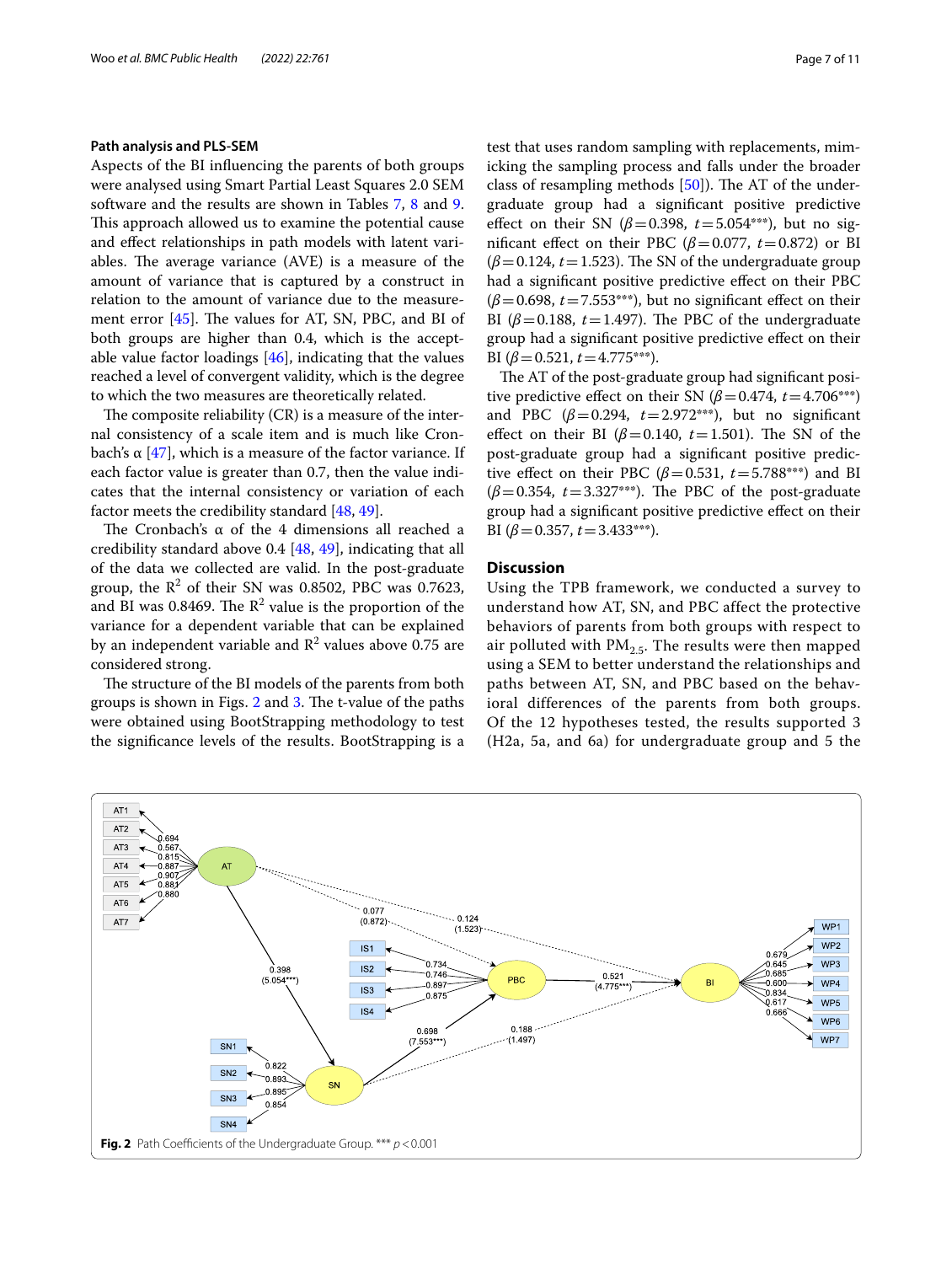### Path analysis and PLS-SEM

Aspects of the BI influencing the parents of both groups were analysed using Smart Partial Least Squares 2.0 SEM software and the results are shown in Tables 7, 8 and 9. This approach allowed us to examine the potential cause and effect relationships in path models with latent variables. The average variance (AVE) is a measure of the amount of variance that is captured by a construct in relation to the amount of variance due to the measurement error [45]. The values for AT, SN, PBC, and BI of both groups are higher than 0.4, which is the acceptable value factor loadings [46], indicating that the values reached a level of convergent validity, which is the degree to which the two measures are theoretically related.

The composite reliability (CR) is a measure of the internal consistency of a scale item and is much like Cronbach's α [47], which is a measure of the factor variance. If each factor value is greater than 0.7, then the value indicates that the internal consistency or variation of each factor meets the credibility standard [48, 49].

The Cronbach's α of the 4 dimensions all reached a credibility standard above 0.4 [48, 49], indicating that all of the data we collected are valid. In the post-graduate group, the $R^2$ of their SN was 0.8502, PBC was 0.7623, and BI was 0.8469. The $R^2$ value is the proportion of the variance for a dependent variable that can be explained by an independent variable and $R^2$ values above 0.75 are considered strong.

The structure of the BI models of the parents from both groups is shown in Figs. 2 and 3. The t-value of the paths were obtained using BootStrapping methodology to test the significance levels of the results. BootStrapping is a test that uses random sampling with replacements, mimicking the sampling process and falls under the broader class of resampling methods [50]). The AT of the undergraduate group had a significant positive predictive effect on their SN ($\beta = 0.398$, $t = 5.054^{***}$), but no significant effect on their PBC ($\beta = 0.077$, $t = 0.872$) or BI ($\beta = 0.124$, $t = 1.523$). The SN of the undergraduate group had a significant positive predictive effect on their PBC ($\beta = 0.698$, $t = 7.553^{***}$), but no significant effect on their BI ($\beta = 0.188$, $t = 1.497$). The PBC of the undergraduate group had a significant positive predictive effect on their BI ($\beta = 0.521$, $t = 4.775^{***}$).

The AT of the post-graduate group had significant positive predictive effect on their SN ($\beta = 0.474$, $t = 4.706^{***}$) and PBC ($\beta = 0.294$, $t = 2.972^{***}$), but no significant effect on their BI ($\beta = 0.140$, $t = 1.501$). The SN of the post-graduate group had a significant positive predictive effect on their PBC ($\beta = 0.531$, $t = 5.788^{***}$) and BI ($\beta = 0.354$, $t = 3.327^{***}$). The PBC of the post-graduate group had a significant positive predictive effect on their BI ($\beta = 0.357$, $t = 3.433^{***}$).

## Discussion

Using the TPB framework, we conducted a survey to understand how AT, SN, and PBC affect the protective behaviors of parents from both groups with respect to air polluted with $PM_{2.5}$. The results were then mapped using a SEM to better understand the relationships and paths between AT, SN, and PBC based on the behavioral differences of the parents from both groups. Of the 12 hypotheses tested, the results supported 3 (H2a, 5a, and 6a) for undergraduate group and 5 the

**Fig. 2** Path Coefficients of the Undergraduate Group. *** $p < 0.001$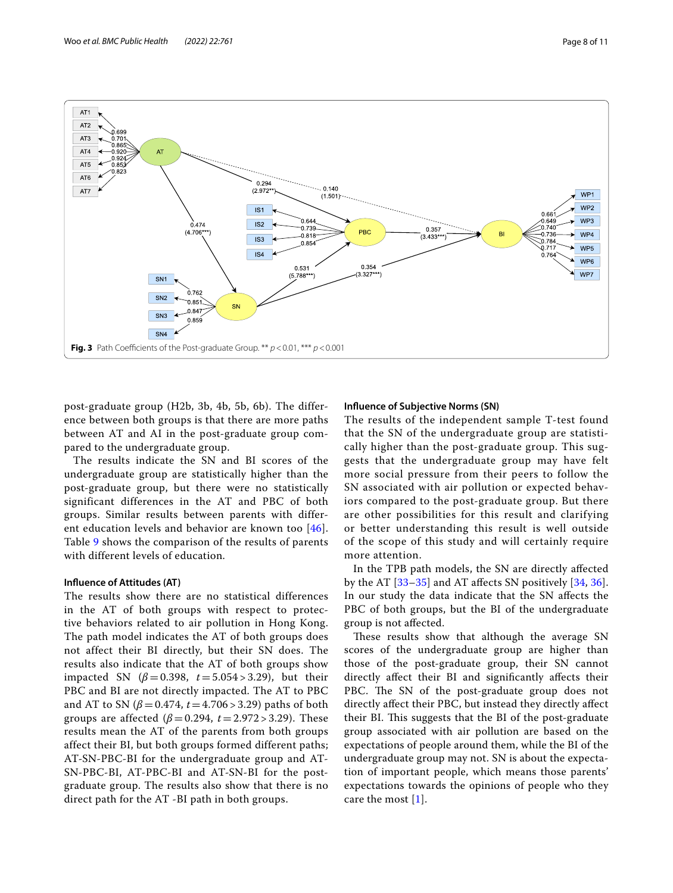Fig. 3 Path Coefficients of the Post-graduate Group. ** $p < 0.01$, *** $p < 0.001$

post-graduate group (H2b, 3b, 4b, 5b, 6b). The difference between both groups is that there are more paths between AT and AI in the post-graduate group compared to the undergraduate group.

The results indicate the SN and BI scores of the undergraduate group are statistically higher than the post-graduate group, but there were no statistically significant differences in the AT and PBC of both groups. Similar results between parents with different education levels and behavior are known too [46]. Table 9 shows the comparison of the results of parents with different levels of education.

### Influence of Attitudes (AT)

The results show there are no statistical differences in the AT of both groups with respect to protective behaviors related to air pollution in Hong Kong. The path model indicates the AT of both groups does not affect their BI directly, but their SN does. The results also indicate that the AT of both groups show impacted SN ($\beta = 0.398$, $t = 5.054 > 3.29$), but their PBC and BI are not directly impacted. The AT to PBC and AT to SN ($\beta = 0.474$, $t = 4.706 > 3.29$) paths of both groups are affected ($\beta = 0.294$, $t = 2.972 > 3.29$). These results mean the AT of the parents from both groups affect their BI, but both groups formed different paths; AT-SN-PBC-BI for the undergraduate group and AT-SN-PBC-BI, AT-PBC-BI and AT-SN-BI for the post-graduate group. The results also show that there is no direct path for the AT -BI path in both groups.

### Influence of Subjective Norms (SN)

The results of the independent sample T-test found that the SN of the undergraduate group are statistically higher than the post-graduate group. This suggests that the undergraduate group may have felt more social pressure from their peers to follow the SN associated with air pollution or expected behaviors compared to the post-graduate group. But there are other possibilities for this result and clarifying or better understanding this result is well outside of the scope of this study and will certainly require more attention.

In the TPB path models, the SN are directly affected by the AT [33–35] and AT affects SN positively [34, 36]. In our study the data indicate that the SN affects the PBC of both groups, but the BI of the undergraduate group is not affected.

These results show that although the average SN scores of the undergraduate group are higher than those of the post-graduate group, their SN cannot directly affect their BI and significantly affects their PBC. The SN of the post-graduate group does not directly affect their PBC, but instead they directly affect their BI. This suggests that the BI of the post-graduate group associated with air pollution are based on the expectations of people around them, while the BI of the undergraduate group may not. SN is about the expectation of important people, which means those parents' expectations towards the opinions of people who they care the most [1].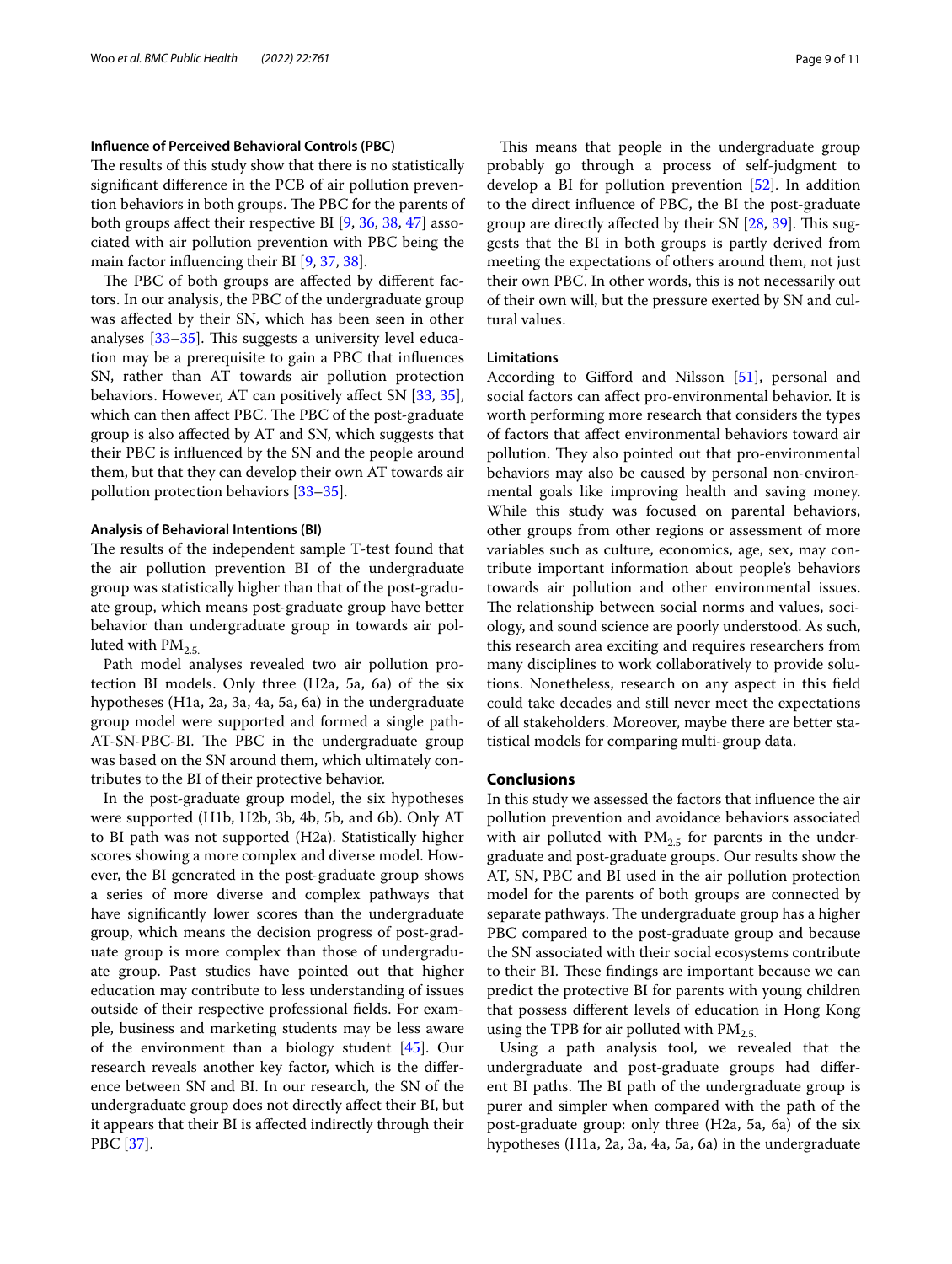### Influence of Perceived Behavioral Controls (PBC)

The results of this study show that there is no statistically significant difference in the PCB of air pollution prevention behaviors in both groups. The PBC for the parents of both groups affect their respective BI [9, 36, 38, 47] associated with air pollution prevention with PBC being the main factor influencing their BI [9, 37, 38].

The PBC of both groups are affected by different factors. In our analysis, the PBC of the undergraduate group was affected by their SN, which has been seen in other analyses [33–35]. This suggests a university level education may be a prerequisite to gain a PBC that influences SN, rather than AT towards air pollution protection behaviors. However, AT can positively affect SN [33, 35], which can then affect PBC. The PBC of the post-graduate group is also affected by AT and SN, which suggests that their PBC is influenced by the SN and the people around them, but that they can develop their own AT towards air pollution protection behaviors [33–35].

### Analysis of Behavioral Intentions (BI)

The results of the independent sample T-test found that the air pollution prevention BI of the undergraduate group was statistically higher than that of the post-graduate group, which means post-graduate group have better behavior than undergraduate group in towards air polluted with $PM_{2.5.}$

Path model analyses revealed two air pollution protection BI models. Only three (H2a, 5a, 6a) of the six hypotheses (H1a, 2a, 3a, 4a, 5a, 6a) in the undergraduate group model were supported and formed a single path-AT-SN-PBC-BI. The PBC in the undergraduate group was based on the SN around them, which ultimately contributes to the BI of their protective behavior.

In the post-graduate group model, the six hypotheses were supported (H1b, H2b, 3b, 4b, 5b, and 6b). Only AT to BI path was not supported (H2a). Statistically higher scores showing a more complex and diverse model. However, the BI generated in the post-graduate group shows a series of more diverse and complex pathways that have significantly lower scores than the undergraduate group, which means the decision progress of post-graduate group is more complex than those of undergraduate group. Past studies have pointed out that higher education may contribute to less understanding of issues outside of their respective professional fields. For example, business and marketing students may be less aware of the environment than a biology student [45]. Our research reveals another key factor, which is the difference between SN and BI. In our research, the SN of the undergraduate group does not directly affect their BI, but it appears that their BI is affected indirectly through their PBC [37].

This means that people in the undergraduate group probably go through a process of self-judgment to develop a BI for pollution prevention [52]. In addition to the direct influence of PBC, the BI the post-graduate group are directly affected by their SN [28, 39]. This suggests that the BI in both groups is partly derived from meeting the expectations of others around them, not just their own PBC. In other words, this is not necessarily out of their own will, but the pressure exerted by SN and cultural values.

### Limitations

According to Gifford and Nilsson [51], personal and social factors can affect pro-environmental behavior. It is worth performing more research that considers the types of factors that affect environmental behaviors toward air pollution. They also pointed out that pro-environmental behaviors may also be caused by personal non-environmental goals like improving health and saving money. While this study was focused on parental behaviors, other groups from other regions or assessment of more variables such as culture, economics, age, sex, may contribute important information about people's behaviors towards air pollution and other environmental issues. The relationship between social norms and values, sociology, and sound science are poorly understood. As such, this research area exciting and requires researchers from many disciplines to work collaboratively to provide solutions. Nonetheless, research on any aspect in this field could take decades and still never meet the expectations of all stakeholders. Moreover, maybe there are better statistical models for comparing multi-group data.

## Conclusions

In this study we assessed the factors that influence the air pollution prevention and avoidance behaviors associated with air polluted with $PM_{2.5}$ for parents in the undergraduate and post-graduate groups. Our results show the AT, SN, PBC and BI used in the air pollution protection model for the parents of both groups are connected by separate pathways. The undergraduate group has a higher PBC compared to the post-graduate group and because the SN associated with their social ecosystems contribute to their BI. These findings are important because we can predict the protective BI for parents with young children that possess different levels of education in Hong Kong using the TPB for air polluted with $PM_{2.5.}$

Using a path analysis tool, we revealed that the undergraduate and post-graduate groups had different BI paths. The BI path of the undergraduate group is purer and simpler when compared with the path of the post-graduate group: only three (H2a, 5a, 6a) of the six hypotheses (H1a, 2a, 3a, 4a, 5a, 6a) in the undergraduate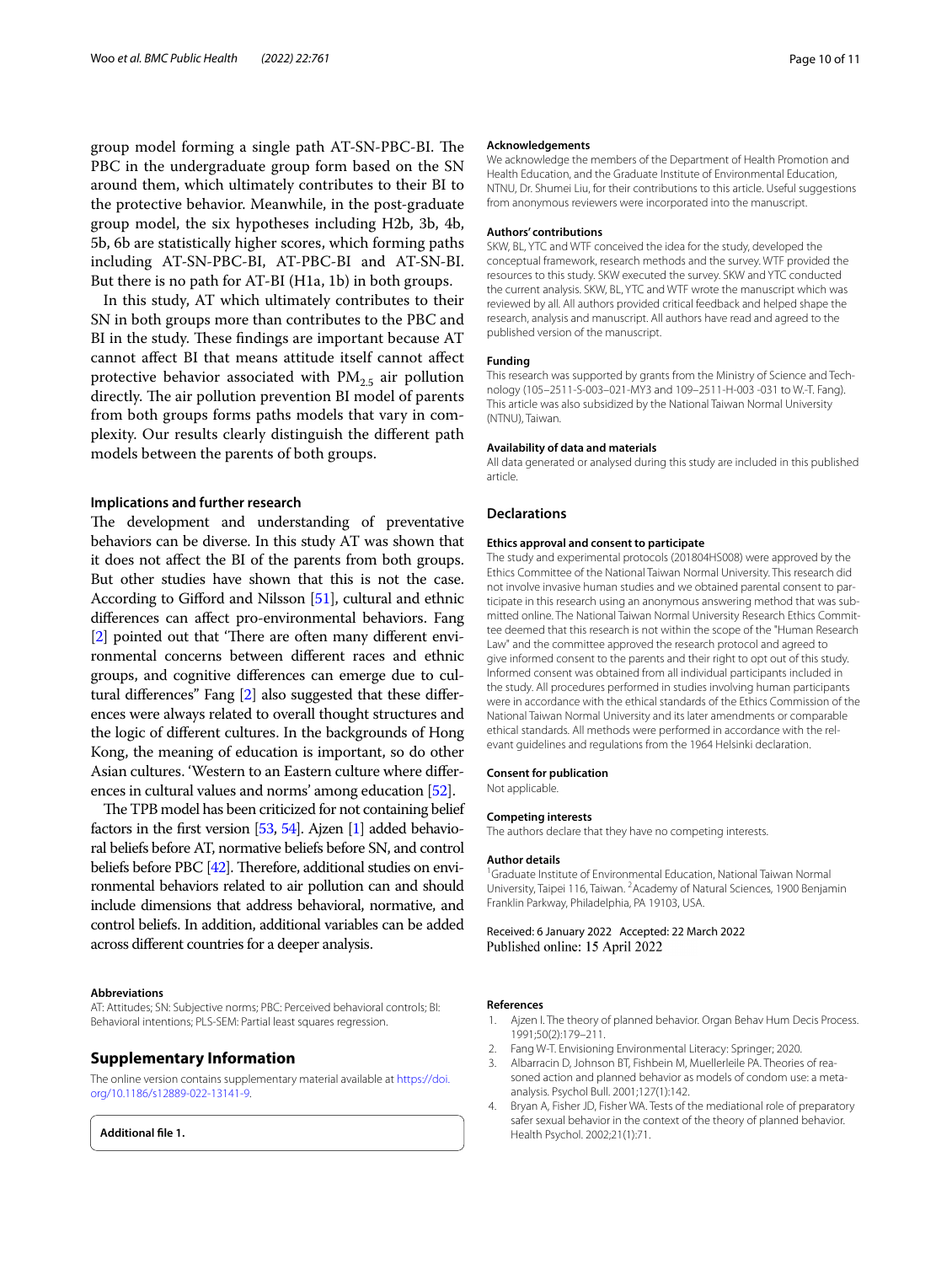group model forming a single path AT-SN-PBC-BI. The PBC in the undergraduate group form based on the SN around them, which ultimately contributes to their BI to the protective behavior. Meanwhile, in the post-graduate group model, the six hypotheses including H2b, 3b, 4b, 5b, 6b are statistically higher scores, which forming paths including AT-SN-PBC-BI, AT-PBC-BI and AT-SN-BI. But there is no path for AT-BI (H1a, 1b) in both groups.

In this study, AT which ultimately contributes to their SN in both groups more than contributes to the PBC and BI in the study. These findings are important because AT cannot affect BI that means attitude itself cannot affect protective behavior associated with $PM_{2.5}$ air pollution directly. The air pollution prevention BI model of parents from both groups forms paths models that vary in complexity. Our results clearly distinguish the different path models between the parents of both groups.

### Implications and further research

The development and understanding of preventative behaviors can be diverse. In this study AT was shown that it does not affect the BI of the parents from both groups. But other studies have shown that this is not the case. According to Gifford and Nilsson [51], cultural and ethnic differences can affect pro-environmental behaviors. Fang [2] pointed out that 'There are often many different environmental concerns between different races and ethnic groups, and cognitive differences can emerge due to cultural differences" Fang [2] also suggested that these differences were always related to overall thought structures and the logic of different cultures. In the backgrounds of Hong Kong, the meaning of education is important, so do other Asian cultures. 'Western to an Eastern culture where differences in cultural values and norms' among education [52].

The TPB model has been criticized for not containing belief factors in the first version [53, 54]. Ajzen [1] added behavioral beliefs before AT, normative beliefs before SN, and control beliefs before PBC [42]. Therefore, additional studies on environmental behaviors related to air pollution can and should include dimensions that address behavioral, normative, and control beliefs. In addition, additional variables can be added across different countries for a deeper analysis.

#### Abbreviations

AT: Attitudes; SN: Subjective norms; PBC: Perceived behavioral controls; BI: Behavioral intentions; PLS-SEM: Partial least squares regression.

## Supplementary Information

The online version contains supplementary material available at https://doi.org/10.1186/s12889-022-13141-9.

**Additional file 1.**

#### Acknowledgements

We acknowledge the members of the Department of Health Promotion and Health Education, and the Graduate Institute of Environmental Education, NTNU, Dr. Shumei Liu, for their contributions to this article. Useful suggestions from anonymous reviewers were incorporated into the manuscript.

#### Authors' contributions

SKW, BL, YTC and WTF conceived the idea for the study, developed the conceptual framework, research methods and the survey. WTF provided the resources to this study. SKW executed the survey. SKW and YTC conducted the current analysis. SKW, BL, YTC and WTF wrote the manuscript which was reviewed by all. All authors provided critical feedback and helped shape the research, analysis and manuscript. All authors have read and agreed to the published version of the manuscript.

#### Funding

This research was supported by grants from the Ministry of Science and Technology (105–2511-S-003–021-MY3 and 109–2511-H-003 -031 to W.-T. Fang). This article was also subsidized by the National Taiwan Normal University (NTNU), Taiwan.

#### Availability of data and materials

All data generated or analysed during this study are included in this published article.

## Declarations

#### Ethics approval and consent to participate

The study and experimental protocols (201804HS008) were approved by the Ethics Committee of the National Taiwan Normal University. This research did not involve invasive human studies and we obtained parental consent to participate in this research using an anonymous answering method that was submitted online. The National Taiwan Normal University Research Ethics Committee deemed that this research is not within the scope of the "Human Research Law" and the committee approved the research protocol and agreed to give informed consent to the parents and their right to opt out of this study. Informed consent was obtained from all individual participants included in the study. All procedures performed in studies involving human participants were in accordance with the ethical standards of the Ethics Commission of the National Taiwan Normal University and its later amendments or comparable ethical standards. All methods were performed in accordance with the relevant guidelines and regulations from the 1964 Helsinki declaration.

#### Consent for publication

Not applicable.

#### Competing interests

The authors declare that they have no competing interests.

#### Author details

[1] Graduate Institute of Environmental Education, National Taiwan Normal University, Taipei 116, Taiwan. [2] Academy of Natural Sciences, 1900 Benjamin Franklin Parkway, Philadelphia, PA 19103, USA.

Received: 6 January 2022 Accepted: 22 March 2022
Published online: 15 April 2022

#### References

1. Ajzen I. The theory of planned behavior. Organ Behav Hum Decis Process. 1991;50(2):179–211.
2. Fang W-T. Envisioning Environmental Literacy: Springer; 2020.
3. Albarracin D, Johnson BT, Fishbein M, Muellerleile PA. Theories of reasoned action and planned behavior as models of condom use: a meta-analysis. Psychol Bull. 2001;127(1):142.
4. Bryan A, Fisher JD, Fisher WA. Tests of the mediational role of preparatory safer sexual behavior in the context of the theory of planned behavior. Health Psychol. 2002;21(1):71.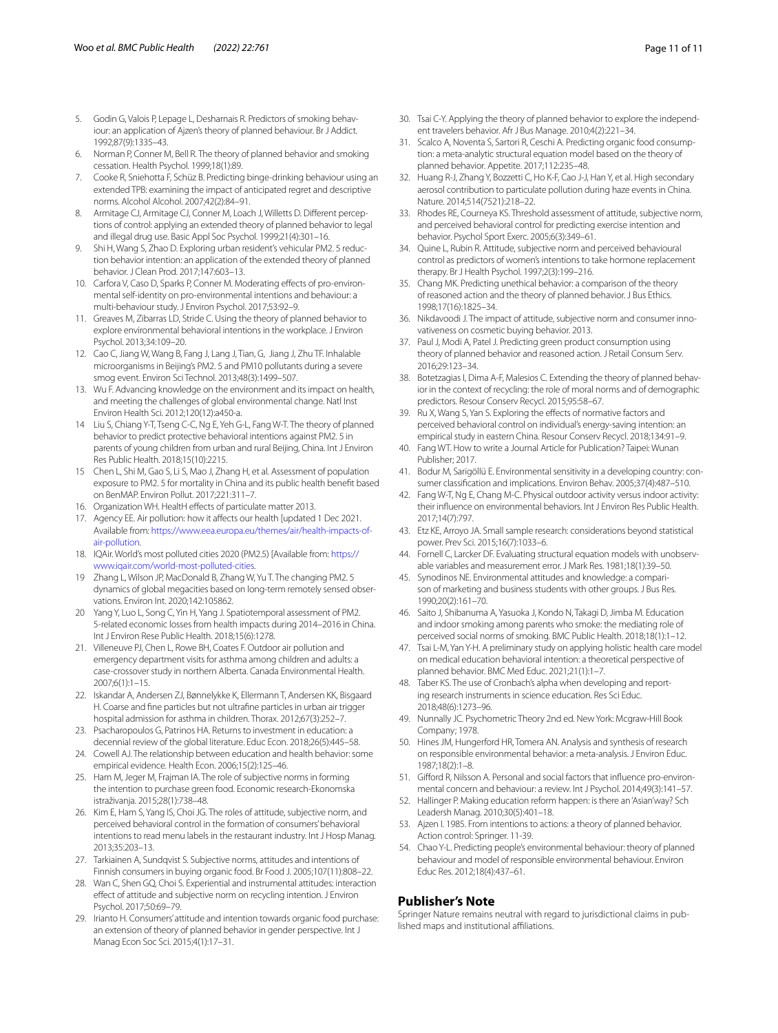5. Godin G, Valois P, Lepage L, Desharnais R. Predictors of smoking behaviour: an application of Ajzen's theory of planned behaviour. Br J Addict. 1992;87(9):1335–43.
6. Norman P, Conner M, Bell R. The theory of planned behavior and smoking cessation. Health Psychol. 1999;18(1):89.
7. Cooke R, Sniehotta F, Schüz B. Predicting binge-drinking behaviour using an extended TPB: examining the impact of anticipated regret and descriptive norms. Alcohol Alcohol. 2007;42(2):84–91.
8. Armitage CJ, Armitage CJ, Conner M, Loach J, Willetts D. Different perceptions of control: applying an extended theory of planned behavior to legal and illegal drug use. Basic Appl Soc Psychol. 1999;21(4):301–16.
9. Shi H, Wang S, Zhao D. Exploring urban resident's vehicular PM2. 5 reduction behavior intention: an application of the extended theory of planned behavior. J Clean Prod. 2017;147:603–13.
10. Carfora V, Caso D, Sparks P, Conner M. Moderating effects of pro-environmental self-identity on pro-environmental intentions and behaviour: a multi-behaviour study. J Environ Psychol. 2017;53:92–9.
11. Greaves M, Zibarras LD, Stride C. Using the theory of planned behavior to explore environmental behavioral intentions in the workplace. J Environ Psychol. 2013;34:109–20.
12. Cao C, Jiang W, Wang B, Fang J, Lang J, Tian, G, Jiang J, Zhu TF. Inhalable microorganisms in Beijing's PM2. 5 and PM10 pollutants during a severe smog event. Environ Sci Technol. 2013;48(3):1499–507.
13. Wu F. Advancing knowledge on the environment and its impact on health, and meeting the challenges of global environmental change. Natl Inst Environ Health Sci. 2012;120(12):a450-a.
14 Liu S, Chiang Y-T, Tseng C-C, Ng E, Yeh G-L, Fang W-T. The theory of planned behavior to predict protective behavioral intentions against PM2. 5 in parents of young children from urban and rural Beijing, China. Int J Environ Res Public Health. 2018;15(10):2215.
15 Chen L, Shi M, Gao S, Li S, Mao J, Zhang H, et al. Assessment of population exposure to PM2. 5 for mortality in China and its public health benefit based on BenMAP. Environ Pollut. 2017;221:311–7.
16. Organization WH. HealtH effects of particulate matter 2013.
17. Agency EE. Air pollution: how it affects our health [updated 1 Dec 2021. Available from: https://www.eea.europa.eu/themes/air/health-impacts-of-air-pollution.
18. IQAir. World's most polluted cities 2020 (PM2.5) [Available from: https://www.iqair.com/world-most-polluted-cities.
19 Zhang L, Wilson JP, MacDonald B, Zhang W, Yu T. The changing PM2. 5 dynamics of global megacities based on long-term remotely sensed observations. Environ Int. 2020;142:105862.
20 Yang Y, Luo L, Song C, Yin H, Yang J. Spatiotemporal assessment of PM2. 5-related economic losses from health impacts during 2014–2016 in China. Int J Environ Rese Public Health. 2018;15(6):1278.
21. Villeneuve PJ, Chen L, Rowe BH, Coates F. Outdoor air pollution and emergency department visits for asthma among children and adults: a case-crossover study in northern Alberta. Canada Environmental Health. 2007;6(1):1–15.
22. Iskandar A, Andersen ZJ, Bønnelykke K, Ellermann T, Andersen KK, Bisgaard H. Coarse and fine particles but not ultrafine particles in urban air trigger hospital admission for asthma in children. Thorax. 2012;67(3):252–7.
23. Psacharopoulos G, Patrinos HA. Returns to investment in education: a decennial review of the global literature. Educ Econ. 2018;26(5):445–58.
24. Cowell AJ. The relationship between education and health behavior: some empirical evidence. Health Econ. 2006;15(2):125–46.
25. Ham M, Jeger M, Frajman IA. The role of subjective norms in forming the intention to purchase green food. Economic research-Ekonomska istraživanja. 2015;28(1):738–48.
26. Kim E, Ham S, Yang IS, Choi JG. The roles of attitude, subjective norm, and perceived behavioral control in the formation of consumers' behavioral intentions to read menu labels in the restaurant industry. Int J Hosp Manag. 2013;35:203–13.
27. Tarkiainen A, Sundqvist S. Subjective norms, attitudes and intentions of Finnish consumers in buying organic food. Br Food J. 2005;107(11):808–22.
28. Wan C, Shen GQ, Choi S. Experiential and instrumental attitudes: interaction effect of attitude and subjective norm on recycling intention. J Environ Psychol. 2017;50:69–79.
29. Irianto H. Consumers' attitude and intention towards organic food purchase: an extension of theory of planned behavior in gender perspective. Int J Manag Econ Soc Sci. 2015;4(1):17–31.
30. Tsai C-Y. Applying the theory of planned behavior to explore the independent travelers behavior. Afr J Bus Manage. 2010;4(2):221–34.
31. Scalco A, Noventa S, Sartori R, Ceschi A. Predicting organic food consumption: a meta-analytic structural equation model based on the theory of planned behavior. Appetite. 2017;112:235–48.
32. Huang R-J, Zhang Y, Bozzetti C, Ho K-F, Cao J-J, Han Y, et al. High secondary aerosol contribution to particulate pollution during haze events in China. Nature. 2014;514(7521):218–22.
33. Rhodes RE, Courneya KS. Threshold assessment of attitude, subjective norm, and perceived behavioral control for predicting exercise intention and behavior. Psychol Sport Exerc. 2005;6(3):349–61.
34. Quine L, Rubin R. Attitude, subjective norm and perceived behavioural control as predictors of women's intentions to take hormone replacement therapy. Br J Health Psychol. 1997;2(3):199–216.
35. Chang MK. Predicting unethical behavior: a comparison of the theory of reasoned action and the theory of planned behavior. J Bus Ethics. 1998;17(16):1825–34.
36. Nikdavoodi J. The impact of attitude, subjective norm and consumer innovativeness on cosmetic buying behavior. 2013.
37. Paul J, Modi A, Patel J. Predicting green product consumption using theory of planned behavior and reasoned action. J Retail Consum Serv. 2016;29:123–34.
38. Botetzagias I, Dima A-F, Malesios C. Extending the theory of planned behavior in the context of recycling: the role of moral norms and of demographic predictors. Resour Conserv Recycl. 2015;95:58–67.
39. Ru X, Wang S, Yan S. Exploring the effects of normative factors and perceived behavioral control on individual's energy-saving intention: an empirical study in eastern China. Resour Conserv Recycl. 2018;134:91–9.
40. Fang WT. How to write a Journal Article for Publication? Taipei: Wunan Publisher; 2017.
41. Bodur M, Sarigöllü E. Environmental sensitivity in a developing country: consumer classification and implications. Environ Behav. 2005;37(4):487–510.
42. Fang W-T, Ng E, Chang M-C. Physical outdoor activity versus indoor activity: their influence on environmental behaviors. Int J Environ Res Public Health. 2017;14(7):797.
43. Etz KE, Arroyo JA. Small sample research: considerations beyond statistical power. Prev Sci. 2015;16(7):1033–6.
44. Fornell C, Larcker DF. Evaluating structural equation models with unobservable variables and measurement error. J Mark Res. 1981;18(1):39–50.
45. Synodinos NE. Environmental attitudes and knowledge: a comparison of marketing and business students with other groups. J Bus Res. 1990;20(2):161–70.
46. Saito J, Shibanuma A, Yasuoka J, Kondo N, Takagi D, Jimba M. Education and indoor smoking among parents who smoke: the mediating role of perceived social norms of smoking. BMC Public Health. 2018;18(1):1–12.
47. Tsai L-M, Yan Y-H. A preliminary study on applying holistic health care model on medical education behavioral intention: a theoretical perspective of planned behavior. BMC Med Educ. 2021;21(1):1–7.
48. Taber KS. The use of Cronbach's alpha when developing and reporting research instruments in science education. Res Sci Educ. 2018;48(6):1273–96.
49. Nunnally JC. Psychometric Theory 2nd ed. New York: Mcgraw-Hill Book Company; 1978.
50. Hines JM, Hungerford HR, Tomera AN. Analysis and synthesis of research on responsible environmental behavior: a meta-analysis. J Environ Educ. 1987;18(2):1–8.
51. Gifford R, Nilsson A. Personal and social factors that influence pro-environmental concern and behaviour: a review. Int J Psychol. 2014;49(3):141–57.
52. Hallinger P. Making education reform happen: is there an 'Asian'way? Sch Leadersh Manag. 2010;30(5):401–18.
53. Ajzen I. 1985. From intentions to actions: a theory of planned behavior. Action control: Springer. 11-39.
54. Chao Y-L. Predicting people's environmental behaviour: theory of planned behaviour and model of responsible environmental behaviour. Environ Educ Res. 2012;18(4):437–61.

## Publisher's Note

Springer Nature remains neutral with regard to jurisdictional claims in published maps and institutional affiliations.